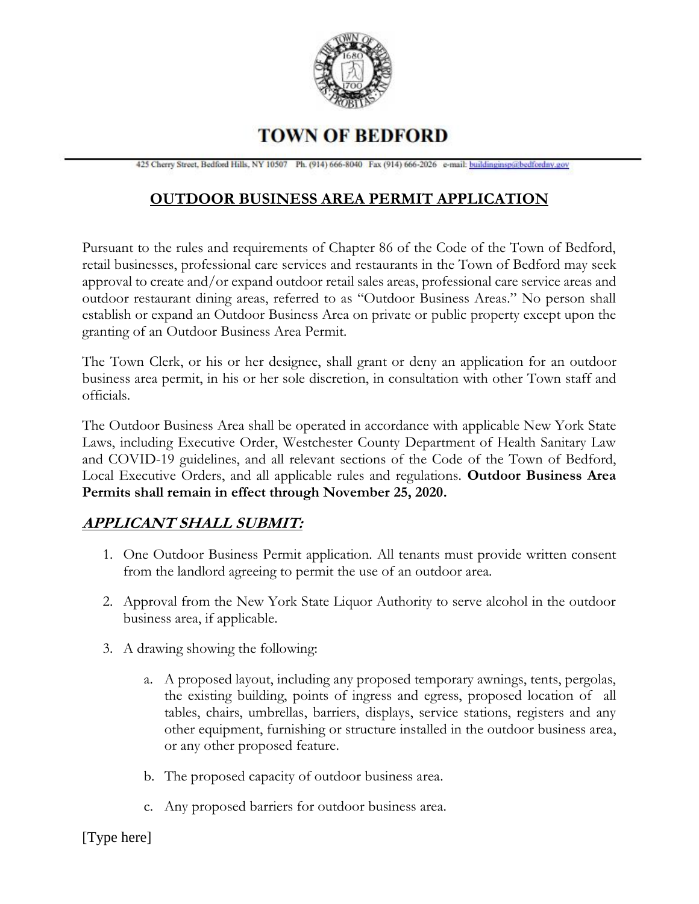# TOWN OF BEDFORD

425 Cherry Street, Bedford Hills, NY 10507 Ph. (914) 666-8040 Fax (914) 666-2026 e-mail: buildinginsp@bedfordny.gov

## OUTDOOR BUSINESS AREA PERMIT APPLICATION

Pursuant to the rules and requirements of Chapter 86 of the Code of the Town of Bedford, retail businesses, professional care services and restaurants in the Town of Bedford may seek approval to create and/or expand outdoor retail sales areas, professional care service areas and outdoor restaurant dining areas, referred to as "Outdoor Business Areas." No person shall establish or expand an Outdoor Business Area on private or public property except upon the granting of an Outdoor Business Area Permit.

The Town Clerk, or his or her designee, shall grant or deny an application for an outdoor business area permit, in his or her sole discretion, in consultation with other Town staff and officials.

The Outdoor Business Area shall be operated in accordance with applicable New York State Laws, including Executive Order, Westchester County Department of Health Sanitary Law and COVID-19 guidelines, and all relevant sections of the Code of the Town of Bedford, Local Executive Orders, and all applicable rules and regulations. **Outdoor Business Area Permits shall remain in effect through November 25, 2020.**

### ***APPLICANT SHALL SUBMIT:***

1. One Outdoor Business Permit application. All tenants must provide written consent from the landlord agreeing to permit the use of an outdoor area.

2. Approval from the New York State Liquor Authority to serve alcohol in the outdoor business area, if applicable.

3. A drawing showing the following:

   a. A proposed layout, including any proposed temporary awnings, tents, pergolas, the existing building, points of ingress and egress, proposed location of all tables, chairs, umbrellas, barriers, displays, service stations, registers and any other equipment, furnishing or structure installed in the outdoor business area, or any other proposed feature.

   b. The proposed capacity of outdoor business area.

   c. Any proposed barriers for outdoor business area.

[Type here]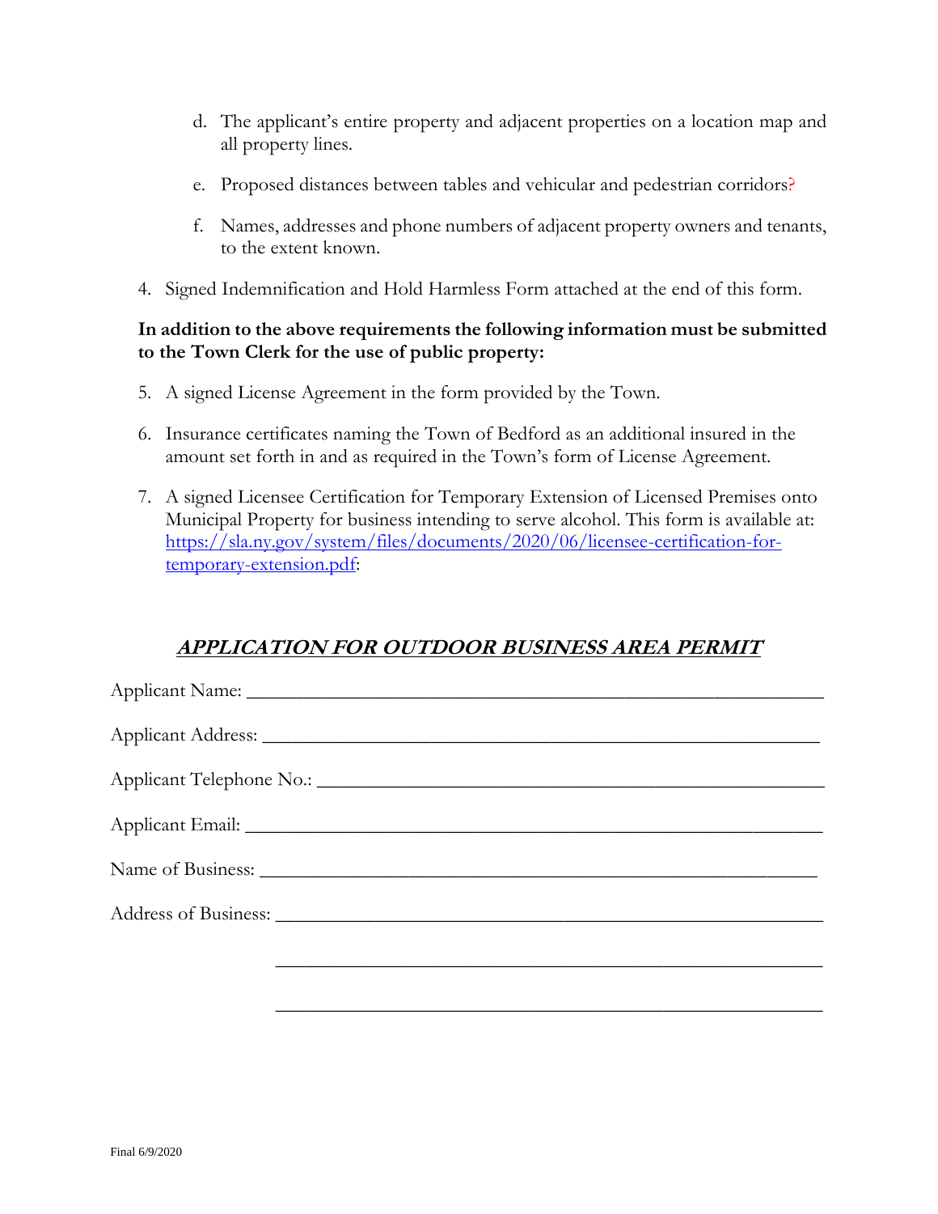d. The applicant's entire property and adjacent properties on a location map and all property lines.

e. Proposed distances between tables and vehicular and pedestrian corridors?

f. Names, addresses and phone numbers of adjacent property owners and tenants, to the extent known.

4. Signed Indemnification and Hold Harmless Form attached at the end of this form.

**In addition to the above requirements the following information must be submitted to the Town Clerk for the use of public property:**

5. A signed License Agreement in the form provided by the Town.

6. Insurance certificates naming the Town of Bedford as an additional insured in the amount set forth in and as required in the Town's form of License Agreement.

7. A signed Licensee Certification for Temporary Extension of Licensed Premises onto Municipal Property for business intending to serve alcohol. This form is available at: https://sla.ny.gov/system/files/documents/2020/06/licensee-certification-for-temporary-extension.pdf:

## ***APPLICATION FOR OUTDOOR BUSINESS AREA PERMIT***

Applicant Name: ____________________________________________________________

Applicant Address: __________________________________________________________

Applicant Telephone No.: _____________________________________________________

Applicant Email: ____________________________________________________________

Name of Business: __________________________________________________________

Address of Business: _________________________________________________________

_________________________________________________________

_________________________________________________________

Final 6/9/2020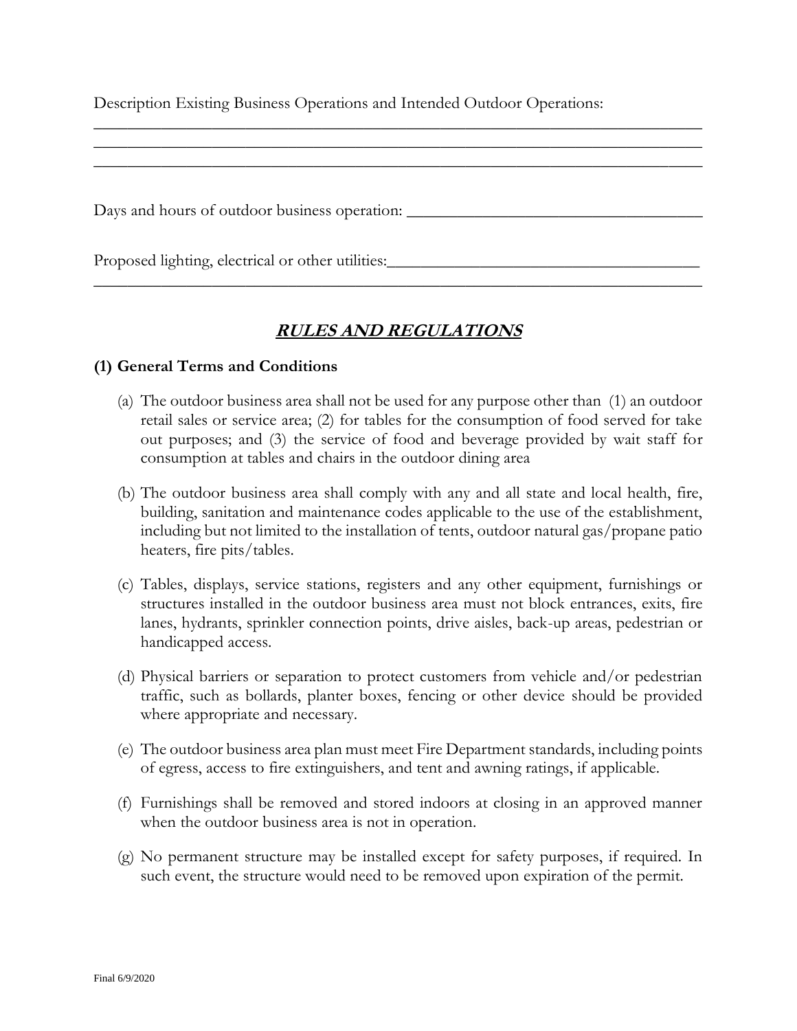Description Existing Business Operations and Intended Outdoor Operations:
______________________________________________________________________________
______________________________________________________________________________
______________________________________________________________________________

Days and hours of outdoor business operation: ____________________________________

Proposed lighting, electrical or other utilities:______________________________________
______________________________________________________________________________

## ***RULES AND REGULATIONS***

### (1) General Terms and Conditions

(a) The outdoor business area shall not be used for any purpose other than (1) an outdoor retail sales or service area; (2) for tables for the consumption of food served for take out purposes; and (3) the service of food and beverage provided by wait staff for consumption at tables and chairs in the outdoor dining area

(b) The outdoor business area shall comply with any and all state and local health, fire, building, sanitation and maintenance codes applicable to the use of the establishment, including but not limited to the installation of tents, outdoor natural gas/propane patio heaters, fire pits/tables.

(c) Tables, displays, service stations, registers and any other equipment, furnishings or structures installed in the outdoor business area must not block entrances, exits, fire lanes, hydrants, sprinkler connection points, drive aisles, back-up areas, pedestrian or handicapped access.

(d) Physical barriers or separation to protect customers from vehicle and/or pedestrian traffic, such as bollards, planter boxes, fencing or other device should be provided where appropriate and necessary.

(e) The outdoor business area plan must meet Fire Department standards, including points of egress, access to fire extinguishers, and tent and awning ratings, if applicable.

(f) Furnishings shall be removed and stored indoors at closing in an approved manner when the outdoor business area is not in operation.

(g) No permanent structure may be installed except for safety purposes, if required. In such event, the structure would need to be removed upon expiration of the permit.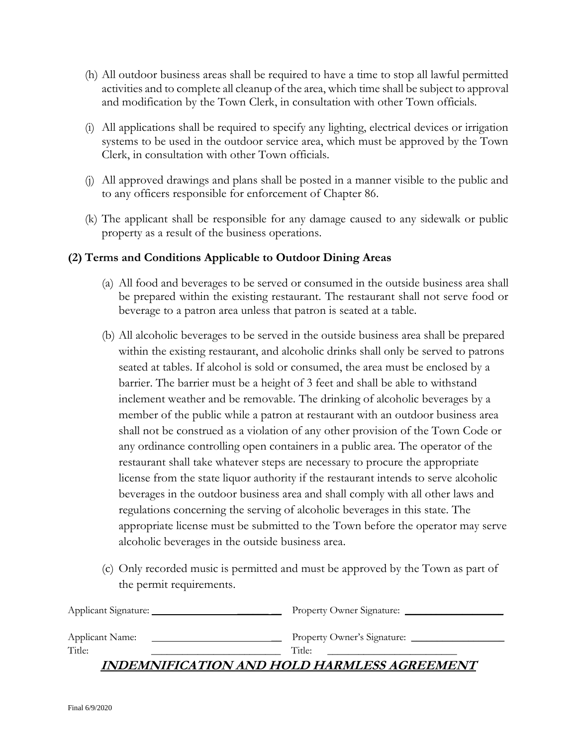(h) All outdoor business areas shall be required to have a time to stop all lawful permitted activities and to complete all cleanup of the area, which time shall be subject to approval and modification by the Town Clerk, in consultation with other Town officials.

(i) All applications shall be required to specify any lighting, electrical devices or irrigation systems to be used in the outdoor service area, which must be approved by the Town Clerk, in consultation with other Town officials.

(j) All approved drawings and plans shall be posted in a manner visible to the public and to any officers responsible for enforcement of Chapter 86.

(k) The applicant shall be responsible for any damage caused to any sidewalk or public property as a result of the business operations.

**(2) Terms and Conditions Applicable to Outdoor Dining Areas**

(a) All food and beverages to be served or consumed in the outside business area shall be prepared within the existing restaurant. The restaurant shall not serve food or beverage to a patron area unless that patron is seated at a table.

(b) All alcoholic beverages to be served in the outside business area shall be prepared within the existing restaurant, and alcoholic drinks shall only be served to patrons seated at tables. If alcohol is sold or consumed, the area must be enclosed by a barrier. The barrier must be a height of 3 feet and shall be able to withstand inclement weather and be removable. The drinking of alcoholic beverages by a member of the public while a patron at restaurant with an outdoor business area shall not be construed as a violation of any other provision of the Town Code or any ordinance controlling open containers in a public area. The operator of the restaurant shall take whatever steps are necessary to procure the appropriate license from the state liquor authority if the restaurant intends to serve alcoholic beverages in the outdoor business area and shall comply with all other laws and regulations concerning the serving of alcoholic beverages in this state. The appropriate license must be submitted to the Town before the operator may serve alcoholic beverages in the outside business area.

(c) Only recorded music is permitted and must be approved by the Town as part of the permit requirements.

Applicant Signature: ________________________ Property Owner Signature: ____________________

Applicant Name: ________________________ Property Owner's Signature: ____________________
Title: ________________________ Title: ________________________

***INDEMNIFICATION AND HOLD HARMLESS AGREEMENT***

Final 6/9/2020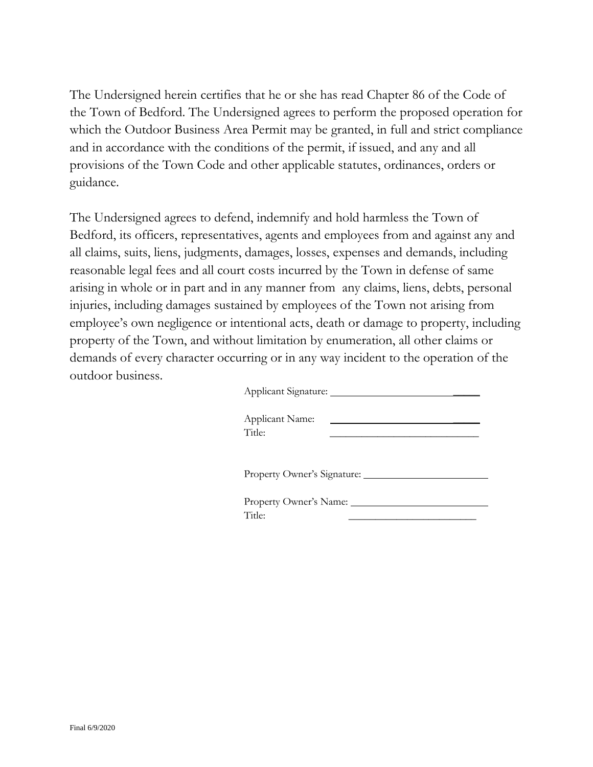The Undersigned herein certifies that he or she has read Chapter 86 of the Code of the Town of Bedford. The Undersigned agrees to perform the proposed operation for which the Outdoor Business Area Permit may be granted, in full and strict compliance and in accordance with the conditions of the permit, if issued, and any and all provisions of the Town Code and other applicable statutes, ordinances, orders or guidance.

The Undersigned agrees to defend, indemnify and hold harmless the Town of Bedford, its officers, representatives, agents and employees from and against any and all claims, suits, liens, judgments, damages, losses, expenses and demands, including reasonable legal fees and all court costs incurred by the Town in defense of same arising in whole or in part and in any manner from any claims, liens, debts, personal injuries, including damages sustained by employees of the Town not arising from employee's own negligence or intentional acts, death or damage to property, including property of the Town, and without limitation by enumeration, all other claims or demands of every character occurring or in any way incident to the operation of the outdoor business.

Applicant Signature: ______________________________

Applicant Name: ______________________________

Title: ______________________________

Property Owner's Signature: ______________________________

Property Owner's Name: ______________________________

Title: ______________________________

Final 6/9/2020